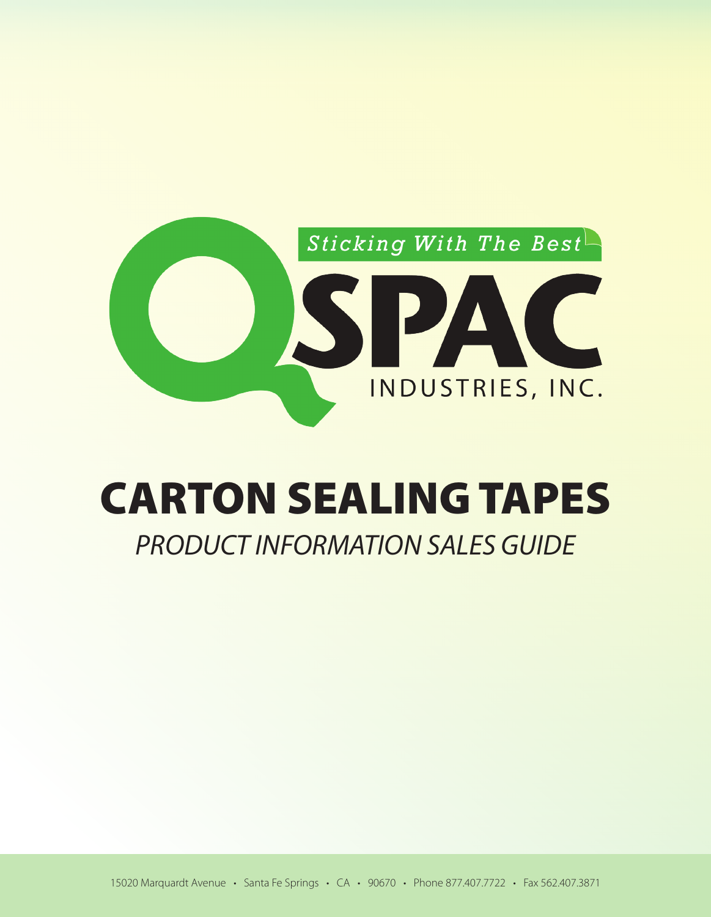Sticking With The Best

QSPAC

INDUSTRIES, INC.

# CARTON SEALING TAPES

*PRODUCT INFORMATION SALES GUIDE*

15020 Marquardt Avenue • Santa Fe Springs • CA • 90670 • Phone 877.407.7722 • Fax 562.407.3871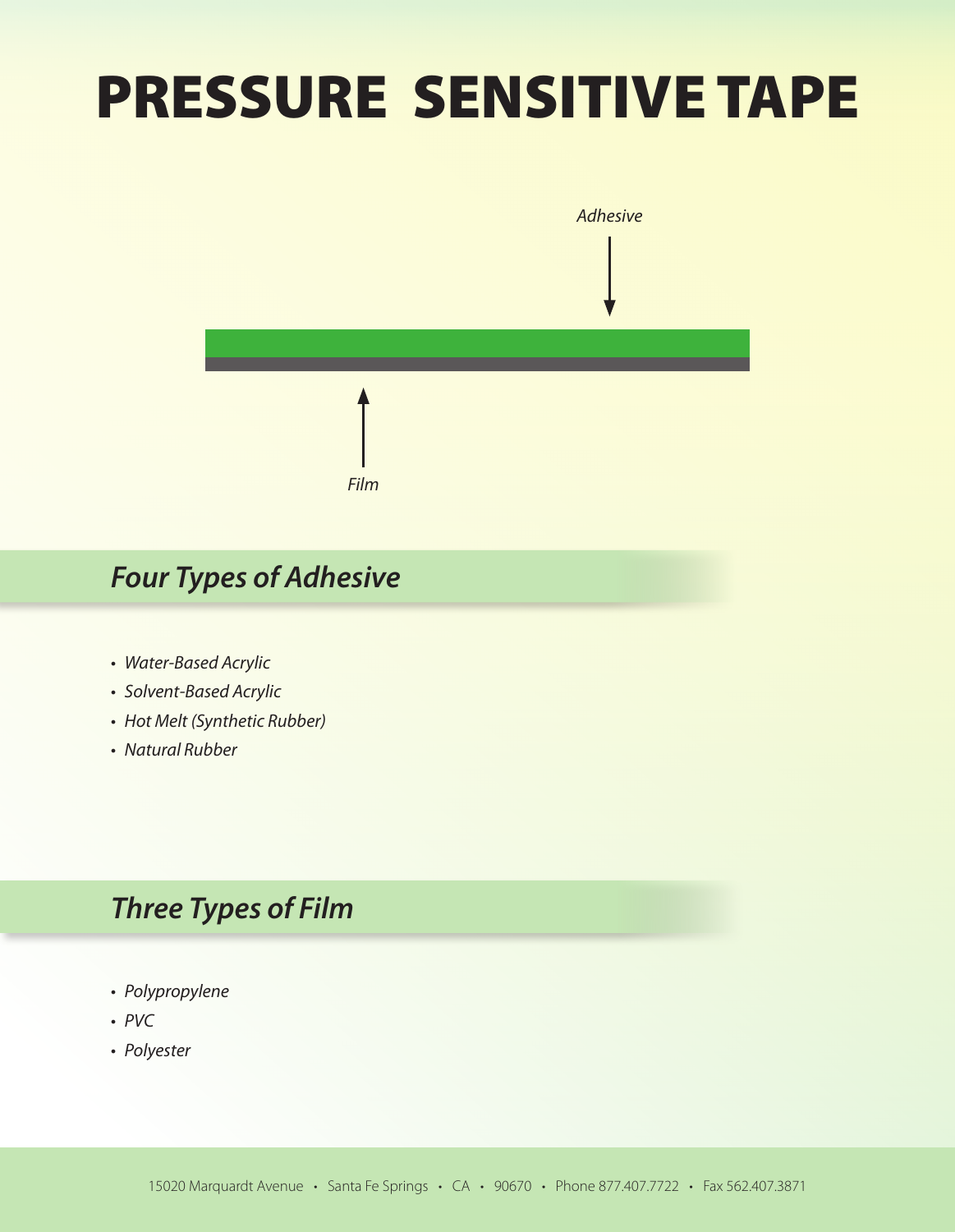# PRESSURE SENSITIVE TAPE

*Adhesive*

*Film*

## *Four Types of Adhesive*

- *Water-Based Acrylic*
- *Solvent-Based Acrylic*
- *Hot Melt (Synthetic Rubber)*
- *Natural Rubber*

## *Three Types of Film*

- *Polypropylene*
- *PVC*
- *Polyester*

15020 Marquardt Avenue • Santa Fe Springs • CA • 90670 • Phone 877.407.7722 • Fax 562.407.3871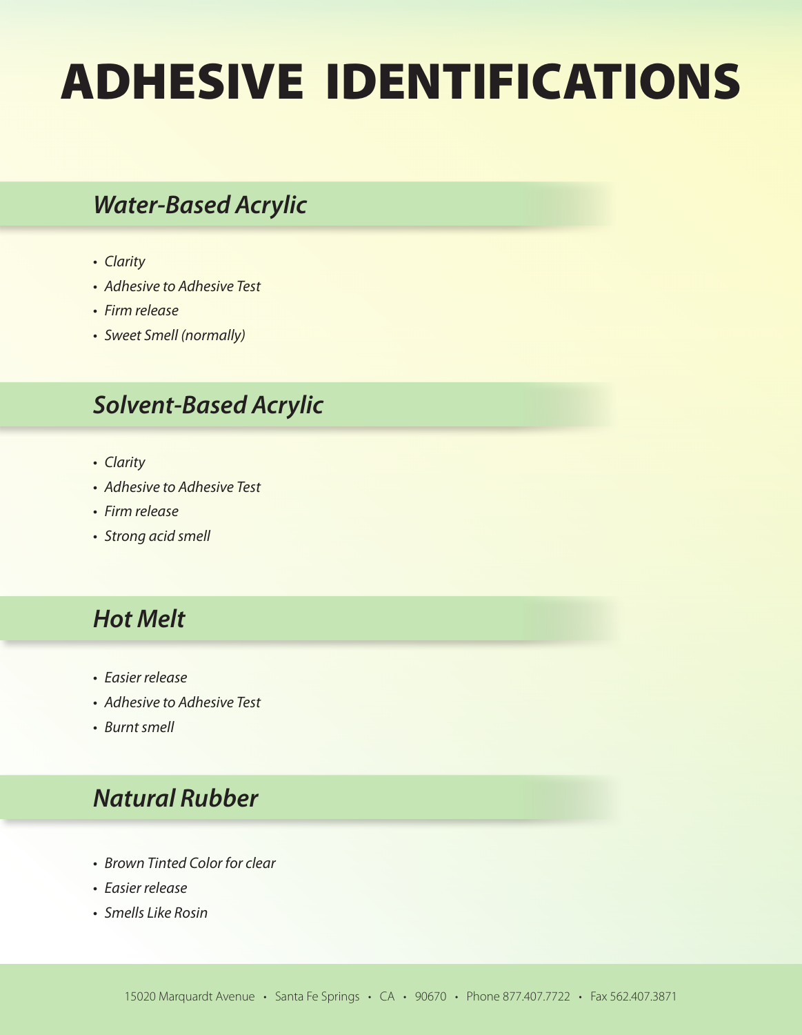# ADHESIVE IDENTIFICATIONS

## *Water-Based Acrylic*

- *Clarity*
- *Adhesive to Adhesive Test*
- *Firm release*
- *Sweet Smell (normally)*

## *Solvent-Based Acrylic*

- *Clarity*
- *Adhesive to Adhesive Test*
- *Firm release*
- *Strong acid smell*

## *Hot Melt*

- *Easier release*
- *Adhesive to Adhesive Test*
- *Burnt smell*

## *Natural Rubber*

- *Brown Tinted Color for clear*
- *Easier release*
- *Smells Like Rosin*

15020 Marquardt Avenue • Santa Fe Springs • CA • 90670 • Phone 877.407.7722 • Fax 562.407.3871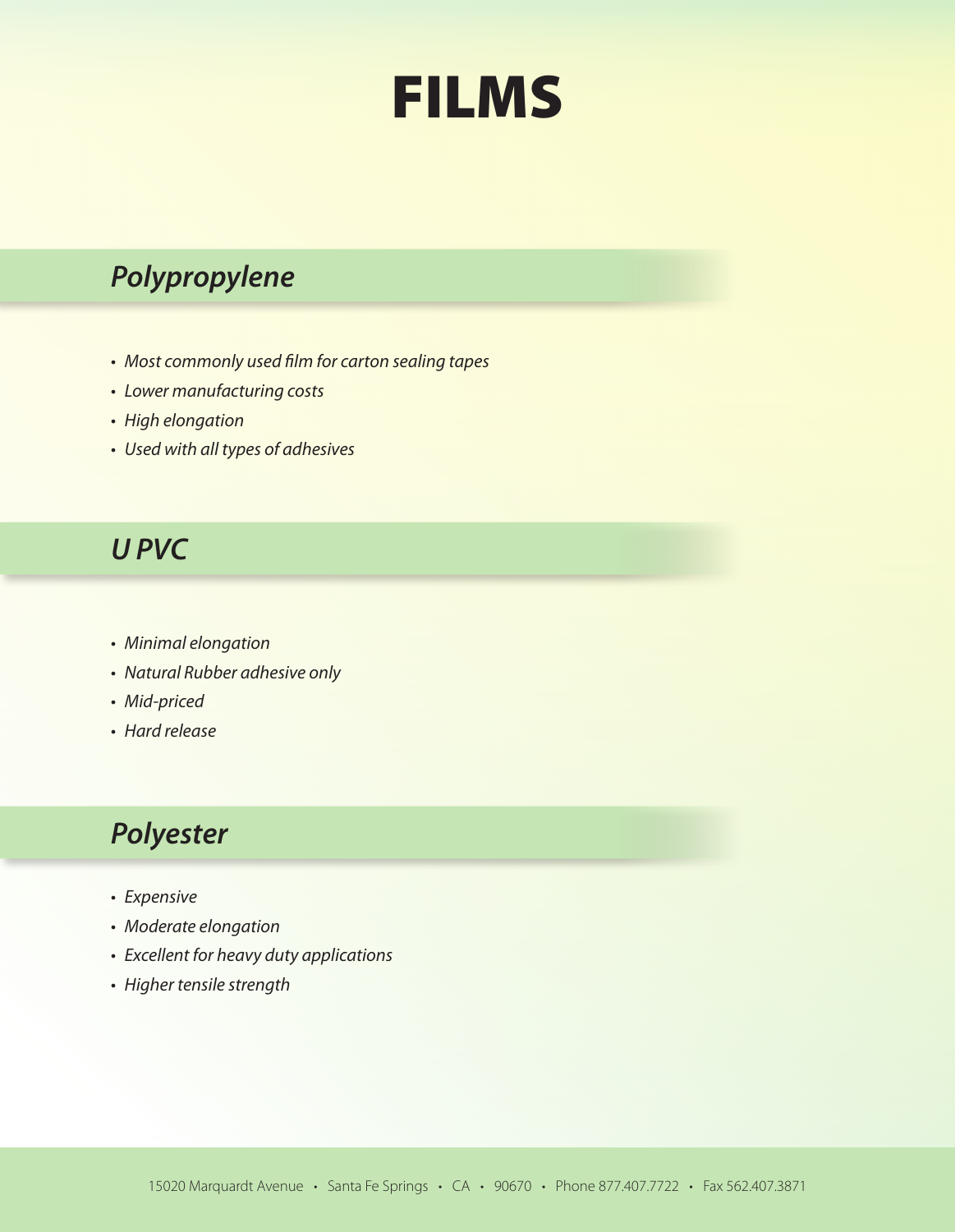# FILMS

## *Polypropylene*

- *Most commonly used film for carton sealing tapes*
- *Lower manufacturing costs*
- *High elongation*
- *Used with all types of adhesives*

## *U PVC*

- *Minimal elongation*
- *Natural Rubber adhesive only*
- *Mid-priced*
- *Hard release*

## *Polyester*

- *Expensive*
- *Moderate elongation*
- *Excellent for heavy duty applications*
- *Higher tensile strength*

15020 Marquardt Avenue • Santa Fe Springs • CA • 90670 • Phone 877.407.7722 • Fax 562.407.3871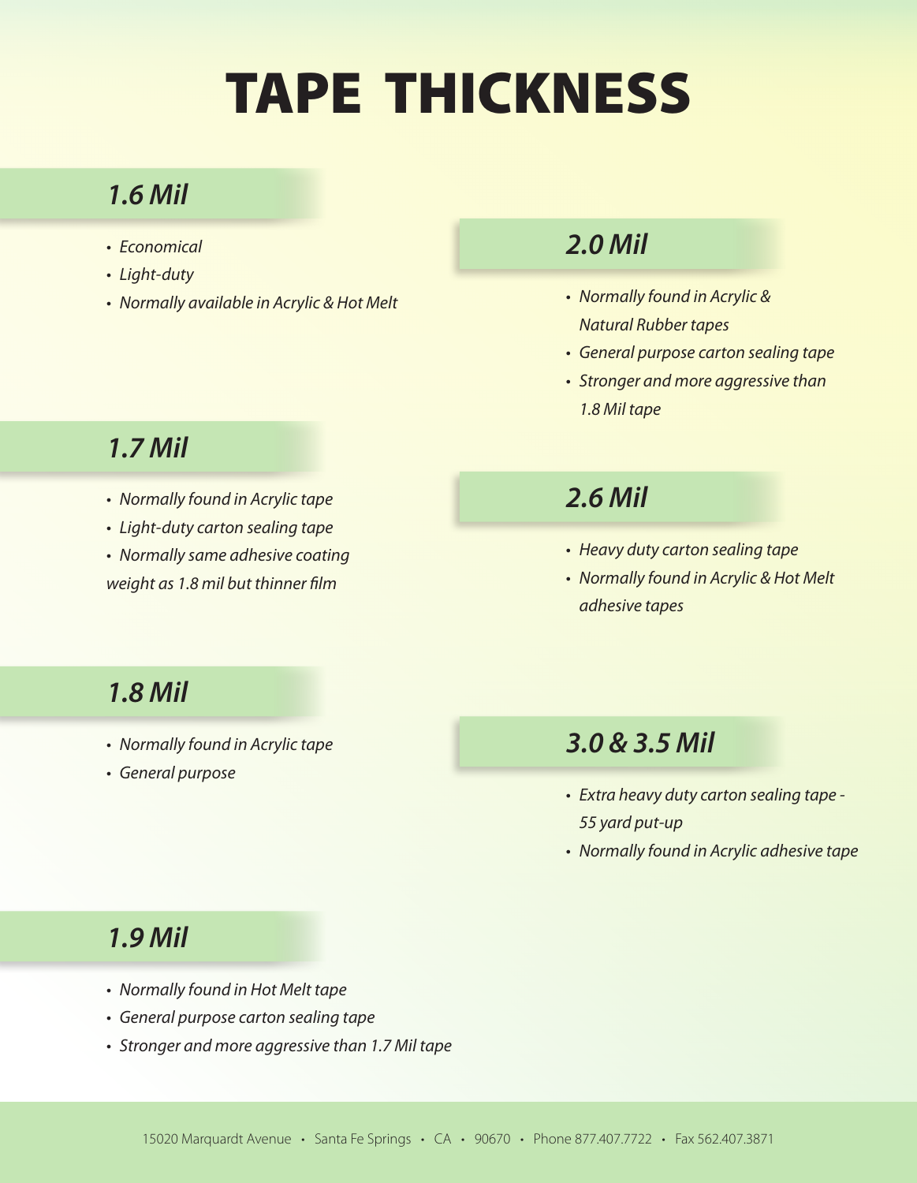# TAPE THICKNESS

## *1.6 Mil*

- *Economical*
- *Light-duty*
- *Normally available in Acrylic & Hot Melt*

## *1.7 Mil*

- *Normally found in Acrylic tape*
- *Light-duty carton sealing tape*
- *Normally same adhesive coating weight as 1.8 mil but thinner film*

## *1.8 Mil*

- *Normally found in Acrylic tape*
- *General purpose*

## *1.9 Mil*

- *Normally found in Hot Melt tape*
- *General purpose carton sealing tape*
- *Stronger and more aggressive than 1.7 Mil tape*

## *2.0 Mil*

- *Normally found in Acrylic & Natural Rubber tapes*
- *General purpose carton sealing tape*
- *Stronger and more aggressive than 1.8 Mil tape*

## *2.6 Mil*

- *Heavy duty carton sealing tape*
- *Normally found in Acrylic & Hot Melt adhesive tapes*

## *3.0 & 3.5 Mil*

- *Extra heavy duty carton sealing tape - 55 yard put-up*
- *Normally found in Acrylic adhesive tape*

15020 Marquardt Avenue • Santa Fe Springs • CA • 90670 • Phone 877.407.7722 • Fax 562.407.3871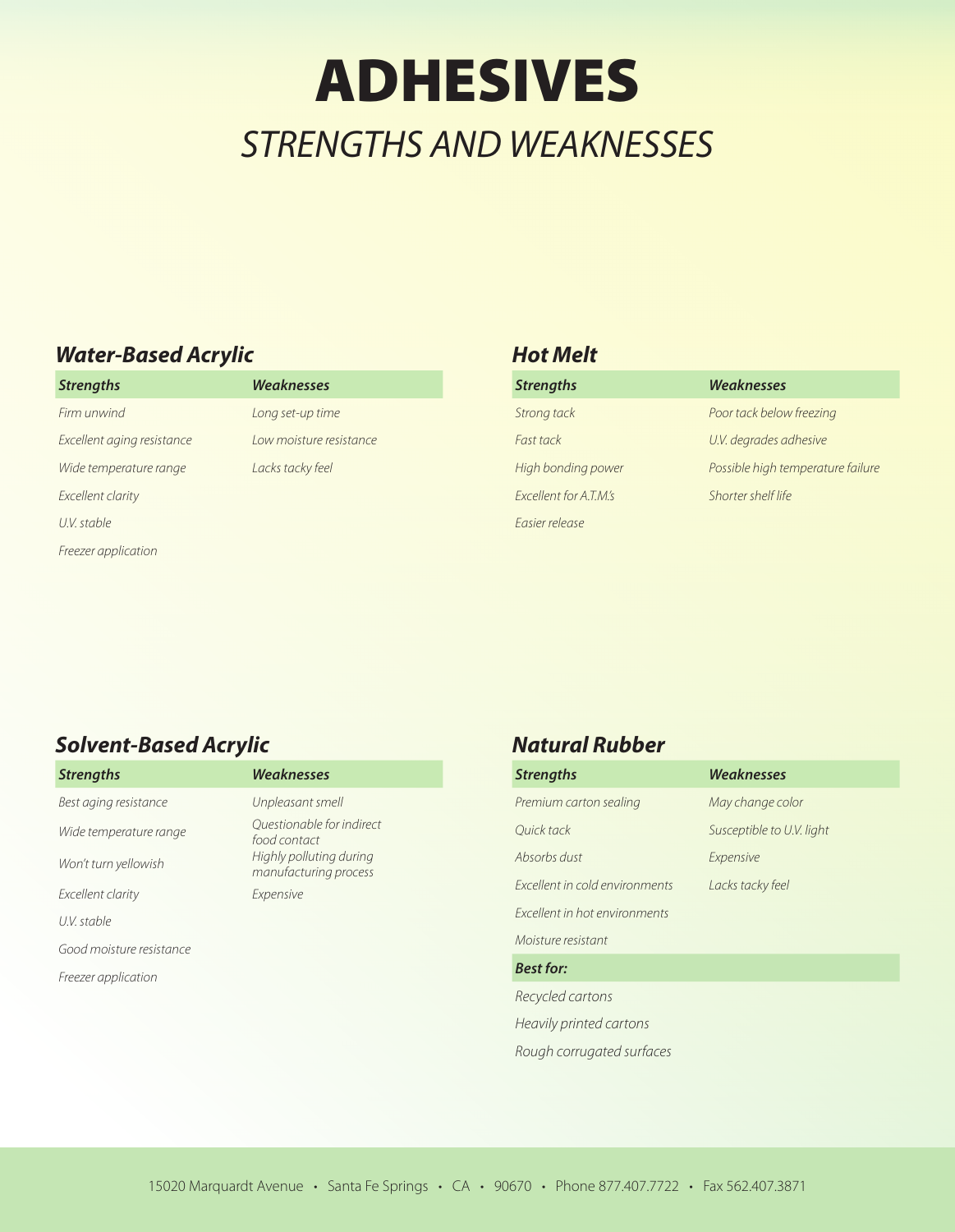# ADHESIVES

## *STRENGTHS AND WEAKNESSES*

### *Water-Based Acrylic*

| *Strengths* | *Weaknesses* |
|---|---|
| *Firm unwind* | *Long set-up time* |
| *Excellent aging resistance* | *Low moisture resistance* |
| *Wide temperature range* | *Lacks tacky feel* |
| *Excellent clarity* | |
| *U.V. stable* | |
| *Freezer application* | |

### *Hot Melt*

| *Strengths* | *Weaknesses* |
|---|---|
| *Strong tack* | *Poor tack below freezing* |
| *Fast tack* | *U.V. degrades adhesive* |
| *High bonding power* | *Possible high temperature failure* |
| *Excellent for A.T.M.'s* | *Shorter shelf life* |
| *Easier release* | |

### *Solvent-Based Acrylic*

| *Strengths* | *Weaknesses* |
|---|---|
| *Best aging resistance* | *Unpleasant smell* |
| *Wide temperature range* | *Questionable for indirect food contact* |
| *Won't turn yellowish* | *Highly polluting during manufacturing process* |
| *Excellent clarity* | *Expensive* |
| *U.V. stable* | |
| *Good moisture resistance* | |
| *Freezer application* | |

### *Natural Rubber*

| *Strengths* | *Weaknesses* |
|---|---|
| *Premium carton sealing* | *May change color* |
| *Quick tack* | *Susceptible to U.V. light* |
| *Absorbs dust* | *Expensive* |
| *Excellent in cold environments* | *Lacks tacky feel* |
| *Excellent in hot environments* | |
| *Moisture resistant* | |

**Best for:**

- *Recycled cartons*
- *Heavily printed cartons*
- *Rough corrugated surfaces*

15020 Marquardt Avenue • Santa Fe Springs • CA • 90670 • Phone 877.407.7722 • Fax 562.407.3871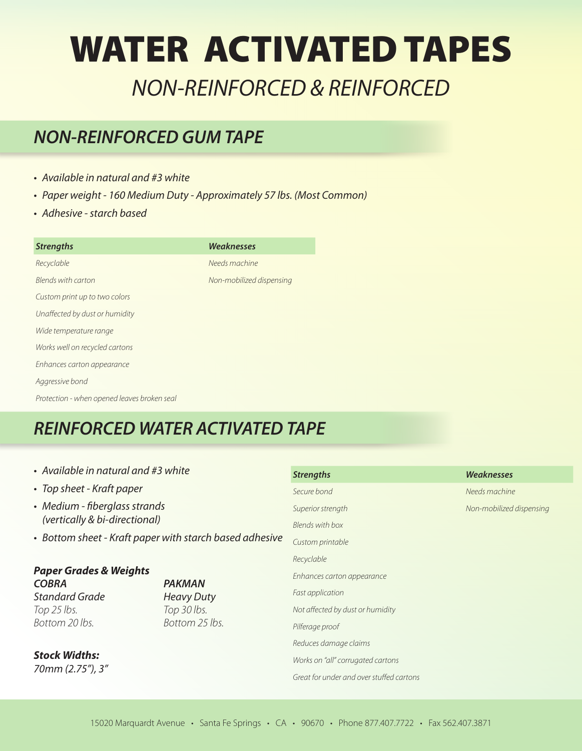# WATER ACTIVATED TAPES

*NON-REINFORCED & REINFORCED*

## *NON-REINFORCED GUM TAPE*

- *Available in natural and #3 white*
- *Paper weight - 160 Medium Duty - Approximately 57 lbs. (Most Common)*
- *Adhesive - starch based*

| ***Strengths*** | ***Weaknesses*** |
|---|---|
| *Recyclable* | *Needs machine* |
| *Blends with carton* | *Non-mobilized dispensing* |
| *Custom print up to two colors* | |
| *Unaffected by dust or humidity* | |
| *Wide temperature range* | |
| *Works well on recycled cartons* | |
| *Enhances carton appearance* | |
| *Aggressive bond* | |
| *Protection - when opened leaves broken seal* | |

## *REINFORCED WATER ACTIVATED TAPE*

- *Available in natural and #3 white*
- *Top sheet - Kraft paper*
- *Medium - fiberglass strands (vertically & bi-directional)*
- *Bottom sheet - Kraft paper with starch based adhesive*

***Paper Grades & Weights***

| ***COBRA*** | ***PAKMAN*** |
|---|---|
| *Standard Grade* | *Heavy Duty* |
| *Top 25 lbs.* | *Top 30 lbs.* |
| *Bottom 20 lbs.* | *Bottom 25 lbs.* |

***Stock Widths:***
*70mm (2.75"), 3"*

| ***Strengths*** | ***Weaknesses*** |
|---|---|
| *Secure bond* | *Needs machine* |
| *Superior strength* | *Non-mobilized dispensing* |
| *Blends with box* | |
| *Custom printable* | |
| *Recyclable* | |
| *Enhances carton appearance* | |
| *Fast application* | |
| *Not affected by dust or humidity* | |
| *Pilferage proof* | |
| *Reduces damage claims* | |
| *Works on "all" corrugated cartons* | |
| *Great for under and over stuffed cartons* | |

15020 Marquardt Avenue • Santa Fe Springs • CA • 90670 • Phone 877.407.7722 • Fax 562.407.3871